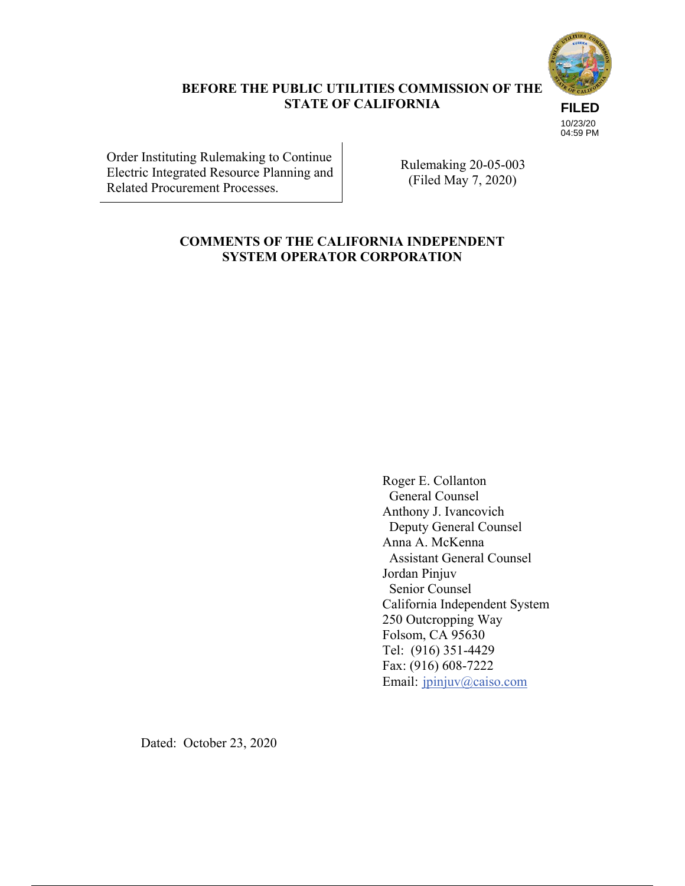**BEFORE THE PUBLIC UTILITIES COMMISSION OF THE STATE OF CALIFORNIA**

FILED
10/23/20
04:59 PM

| Order Instituting Rulemaking to Continue Electric Integrated Resource Planning and Related Procurement Processes. | Rulemaking 20-05-003 (Filed May 7, 2020) |
|---|---|

## COMMENTS OF THE CALIFORNIA INDEPENDENT SYSTEM OPERATOR CORPORATION

Roger E. Collanton
General Counsel
Anthony J. Ivancovich
Deputy General Counsel
Anna A. McKenna
Assistant General Counsel
Jordan Pinjuv
Senior Counsel
California Independent System
250 Outcropping Way
Folsom, CA 95630
Tel: (916) 351-4429
Fax: (916) 608-7222
Email: jpinjuv@caiso.com

Dated: October 23, 2020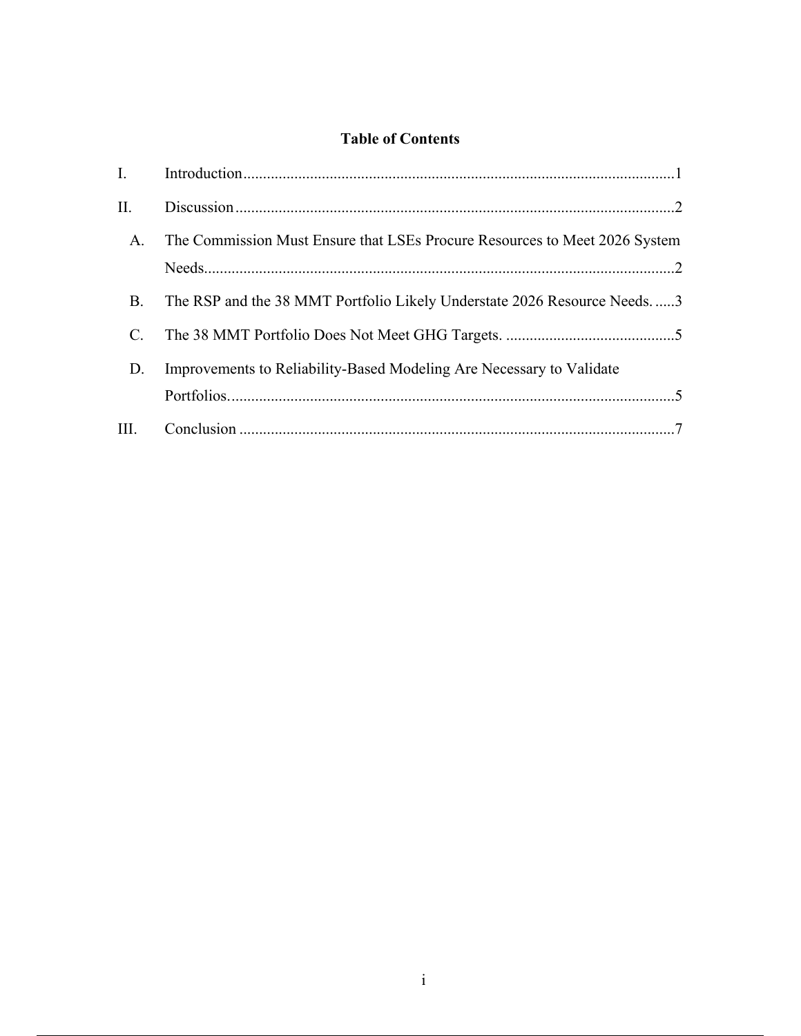# Table of Contents

| | | |
|---|---|---|
| I. | Introduction | 1 |
| II. | Discussion | 2 |
| A. | The Commission Must Ensure that LSEs Procure Resources to Meet 2026 System Needs | 2 |
| B. | The RSP and the 38 MMT Portfolio Likely Understate 2026 Resource Needs. | 3 |
| C. | The 38 MMT Portfolio Does Not Meet GHG Targets. | 5 |
| D. | Improvements to Reliability-Based Modeling Are Necessary to Validate Portfolios. | 5 |
| III. | Conclusion | 7 |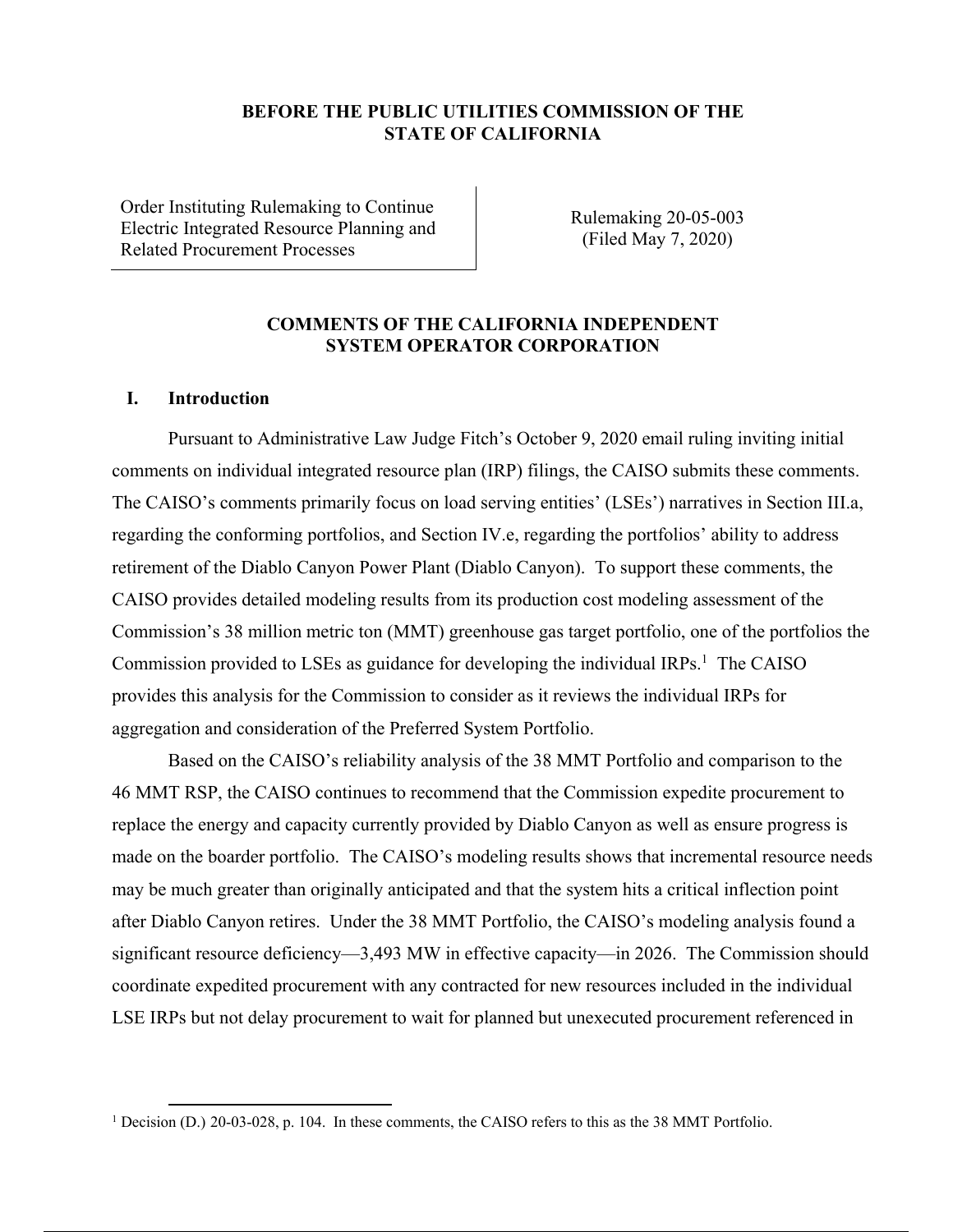**BEFORE THE PUBLIC UTILITIES COMMISSION OF THE STATE OF CALIFORNIA**

| Order Instituting Rulemaking to Continue Electric Integrated Resource Planning and Related Procurement Processes | Rulemaking 20-05-003 (Filed May 7, 2020) |
| --- | --- |

**COMMENTS OF THE CALIFORNIA INDEPENDENT SYSTEM OPERATOR CORPORATION**

## I. Introduction

Pursuant to Administrative Law Judge Fitch's October 9, 2020 email ruling inviting initial comments on individual integrated resource plan (IRP) filings, the CAISO submits these comments. The CAISO's comments primarily focus on load serving entities' (LSEs') narratives in Section III.a, regarding the conforming portfolios, and Section IV.e, regarding the portfolios' ability to address retirement of the Diablo Canyon Power Plant (Diablo Canyon). To support these comments, the CAISO provides detailed modeling results from its production cost modeling assessment of the Commission's 38 million metric ton (MMT) greenhouse gas target portfolio, one of the portfolios the Commission provided to LSEs as guidance for developing the individual IRPs.[1] The CAISO provides this analysis for the Commission to consider as it reviews the individual IRPs for aggregation and consideration of the Preferred System Portfolio.

Based on the CAISO's reliability analysis of the 38 MMT Portfolio and comparison to the 46 MMT RSP, the CAISO continues to recommend that the Commission expedite procurement to replace the energy and capacity currently provided by Diablo Canyon as well as ensure progress is made on the boarder portfolio. The CAISO's modeling results shows that incremental resource needs may be much greater than originally anticipated and that the system hits a critical inflection point after Diablo Canyon retires. Under the 38 MMT Portfolio, the CAISO's modeling analysis found a significant resource deficiency—3,493 MW in effective capacity—in 2026. The Commission should coordinate expedited procurement with any contracted for new resources included in the individual LSE IRPs but not delay procurement to wait for planned but unexecuted procurement referenced in

[1] Decision (D.) 20-03-028, p. 104. In these comments, the CAISO refers to this as the 38 MMT Portfolio.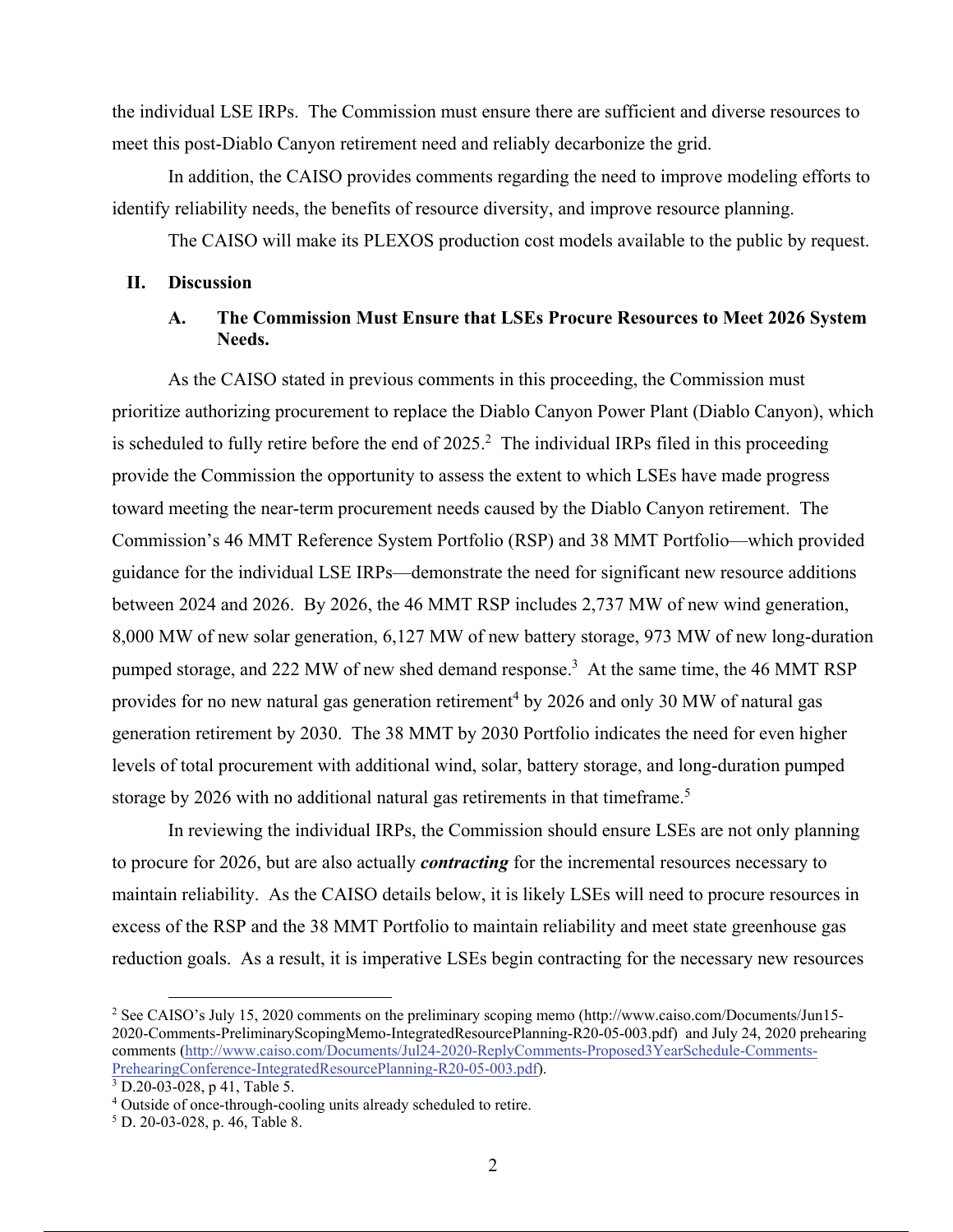the individual LSE IRPs. The Commission must ensure there are sufficient and diverse resources to meet this post-Diablo Canyon retirement need and reliably decarbonize the grid.

In addition, the CAISO provides comments regarding the need to improve modeling efforts to identify reliability needs, the benefits of resource diversity, and improve resource planning.

The CAISO will make its PLEXOS production cost models available to the public by request.

## II. Discussion

### A. The Commission Must Ensure that LSEs Procure Resources to Meet 2026 System Needs.

As the CAISO stated in previous comments in this proceeding, the Commission must prioritize authorizing procurement to replace the Diablo Canyon Power Plant (Diablo Canyon), which is scheduled to fully retire before the end of 2025.[2] The individual IRPs filed in this proceeding provide the Commission the opportunity to assess the extent to which LSEs have made progress toward meeting the near-term procurement needs caused by the Diablo Canyon retirement. The Commission's 46 MMT Reference System Portfolio (RSP) and 38 MMT Portfolio—which provided guidance for the individual LSE IRPs—demonstrate the need for significant new resource additions between 2024 and 2026. By 2026, the 46 MMT RSP includes 2,737 MW of new wind generation, 8,000 MW of new solar generation, 6,127 MW of new battery storage, 973 MW of new long-duration pumped storage, and 222 MW of new shed demand response.[3] At the same time, the 46 MMT RSP provides for no new natural gas generation retirement[4] by 2026 and only 30 MW of natural gas generation retirement by 2030. The 38 MMT by 2030 Portfolio indicates the need for even higher levels of total procurement with additional wind, solar, battery storage, and long-duration pumped storage by 2026 with no additional natural gas retirements in that timeframe.[5]

In reviewing the individual IRPs, the Commission should ensure LSEs are not only planning to procure for 2026, but are also actually ***contracting*** for the incremental resources necessary to maintain reliability. As the CAISO details below, it is likely LSEs will need to procure resources in excess of the RSP and the 38 MMT Portfolio to maintain reliability and meet state greenhouse gas reduction goals. As a result, it is imperative LSEs begin contracting for the necessary new resources

---

[2] See CAISO's July 15, 2020 comments on the preliminary scoping memo (http://www.caiso.com/Documents/Jun15-2020-Comments-PreliminaryScopingMemo-IntegratedResourcePlanning-R20-05-003.pdf) and July 24, 2020 prehearing comments (http://www.caiso.com/Documents/Jul24-2020-ReplyComments-Proposed3YearSchedule-Comments-PrehearingConference-IntegratedResourcePlanning-R20-05-003.pdf).

[3] D.20-03-028, p 41, Table 5.

[4] Outside of once-through-cooling units already scheduled to retire.

[5] D. 20-03-028, p. 46, Table 8.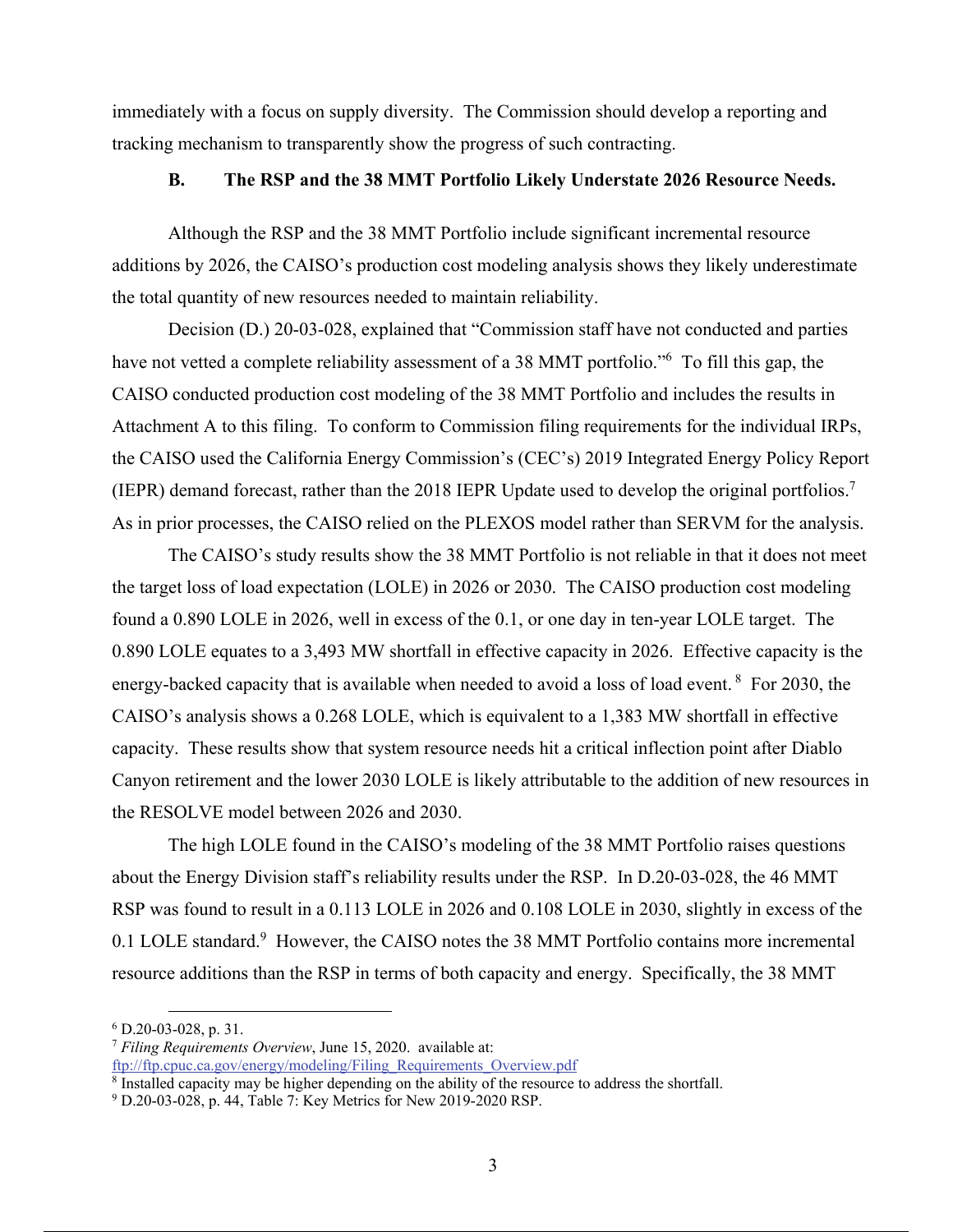immediately with a focus on supply diversity. The Commission should develop a reporting and tracking mechanism to transparently show the progress of such contracting.

### B. The RSP and the 38 MMT Portfolio Likely Understate 2026 Resource Needs.

Although the RSP and the 38 MMT Portfolio include significant incremental resource additions by 2026, the CAISO's production cost modeling analysis shows they likely underestimate the total quantity of new resources needed to maintain reliability.

Decision (D.) 20-03-028, explained that "Commission staff have not conducted and parties have not vetted a complete reliability assessment of a 38 MMT portfolio."[6] To fill this gap, the CAISO conducted production cost modeling of the 38 MMT Portfolio and includes the results in Attachment A to this filing. To conform to Commission filing requirements for the individual IRPs, the CAISO used the California Energy Commission's (CEC's) 2019 Integrated Energy Policy Report (IEPR) demand forecast, rather than the 2018 IEPR Update used to develop the original portfolios.[7] As in prior processes, the CAISO relied on the PLEXOS model rather than SERVM for the analysis.

The CAISO's study results show the 38 MMT Portfolio is not reliable in that it does not meet the target loss of load expectation (LOLE) in 2026 or 2030. The CAISO production cost modeling found a 0.890 LOLE in 2026, well in excess of the 0.1, or one day in ten-year LOLE target. The 0.890 LOLE equates to a 3,493 MW shortfall in effective capacity in 2026. Effective capacity is the energy-backed capacity that is available when needed to avoid a loss of load event.[8] For 2030, the CAISO's analysis shows a 0.268 LOLE, which is equivalent to a 1,383 MW shortfall in effective capacity. These results show that system resource needs hit a critical inflection point after Diablo Canyon retirement and the lower 2030 LOLE is likely attributable to the addition of new resources in the RESOLVE model between 2026 and 2030.

The high LOLE found in the CAISO's modeling of the 38 MMT Portfolio raises questions about the Energy Division staff's reliability results under the RSP. In D.20-03-028, the 46 MMT RSP was found to result in a 0.113 LOLE in 2026 and 0.108 LOLE in 2030, slightly in excess of the 0.1 LOLE standard.[9] However, the CAISO notes the 38 MMT Portfolio contains more incremental resource additions than the RSP in terms of both capacity and energy. Specifically, the 38 MMT

---

[6] D.20-03-028, p. 31.

[7] *Filing Requirements Overview*, June 15, 2020. available at: ftp://ftp.cpuc.ca.gov/energy/modeling/Filing_Requirements_Overview.pdf

[8] Installed capacity may be higher depending on the ability of the resource to address the shortfall.

[9] D.20-03-028, p. 44, Table 7: Key Metrics for New 2019-2020 RSP.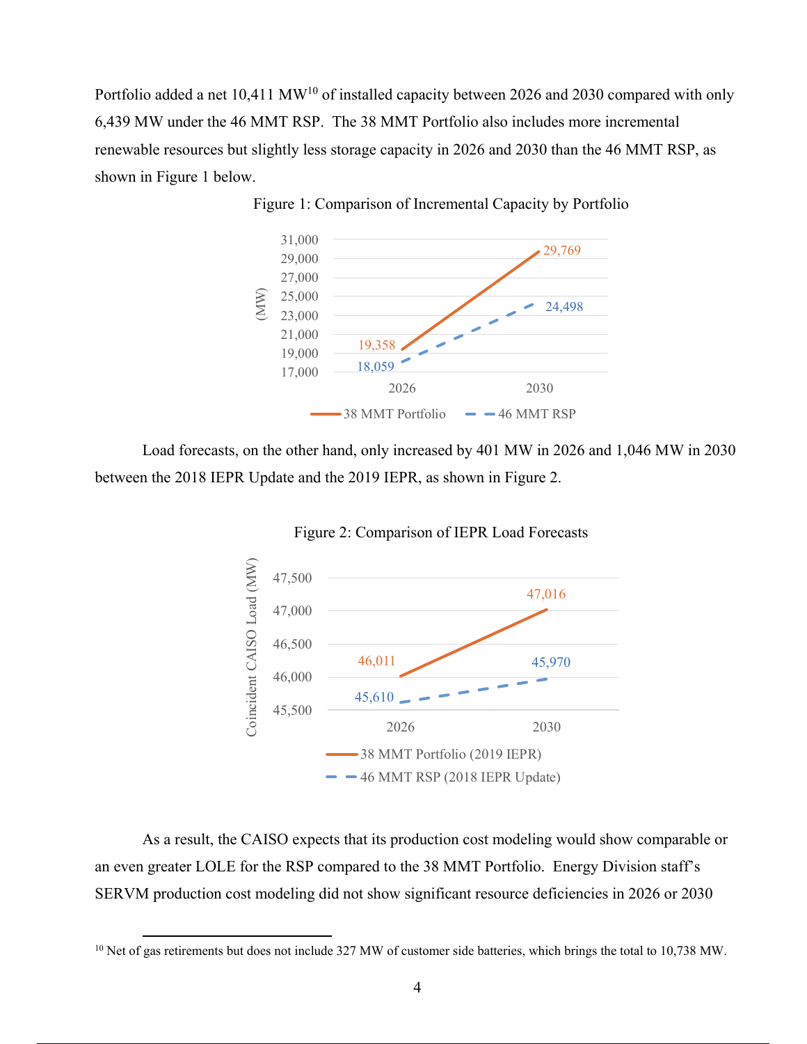Portfolio added a net 10,411 MW[10] of installed capacity between 2026 and 2030 compared with only 6,439 MW under the 46 MMT RSP. The 38 MMT Portfolio also includes more incremental renewable resources but slightly less storage capacity in 2026 and 2030 than the 46 MMT RSP, as shown in Figure 1 below.

Figure 1: Comparison of Incremental Capacity by Portfolio

| Year | 38 MMT Portfolio (MW) | 46 MMT RSP (MW) |
|---|---|---|
| 2026 | 19,358 | 18,059 |
| 2030 | 29,769 | 24,498 |

Load forecasts, on the other hand, only increased by 401 MW in 2026 and 1,046 MW in 2030 between the 2018 IEPR Update and the 2019 IEPR, as shown in Figure 2.

Figure 2: Comparison of IEPR Load Forecasts

| Year | 38 MMT Portfolio (2019 IEPR) Coincident CAISO Load (MW) | 46 MMT RSP (2018 IEPR Update) Coincident CAISO Load (MW) |
|---|---|---|
| 2026 | 46,011 | 45,610 |
| 2030 | 47,016 | 45,970 |

As a result, the CAISO expects that its production cost modeling would show comparable or an even greater LOLE for the RSP compared to the 38 MMT Portfolio. Energy Division staff's SERVM production cost modeling did not show significant resource deficiencies in 2026 or 2030

[10] Net of gas retirements but does not include 327 MW of customer side batteries, which brings the total to 10,738 MW.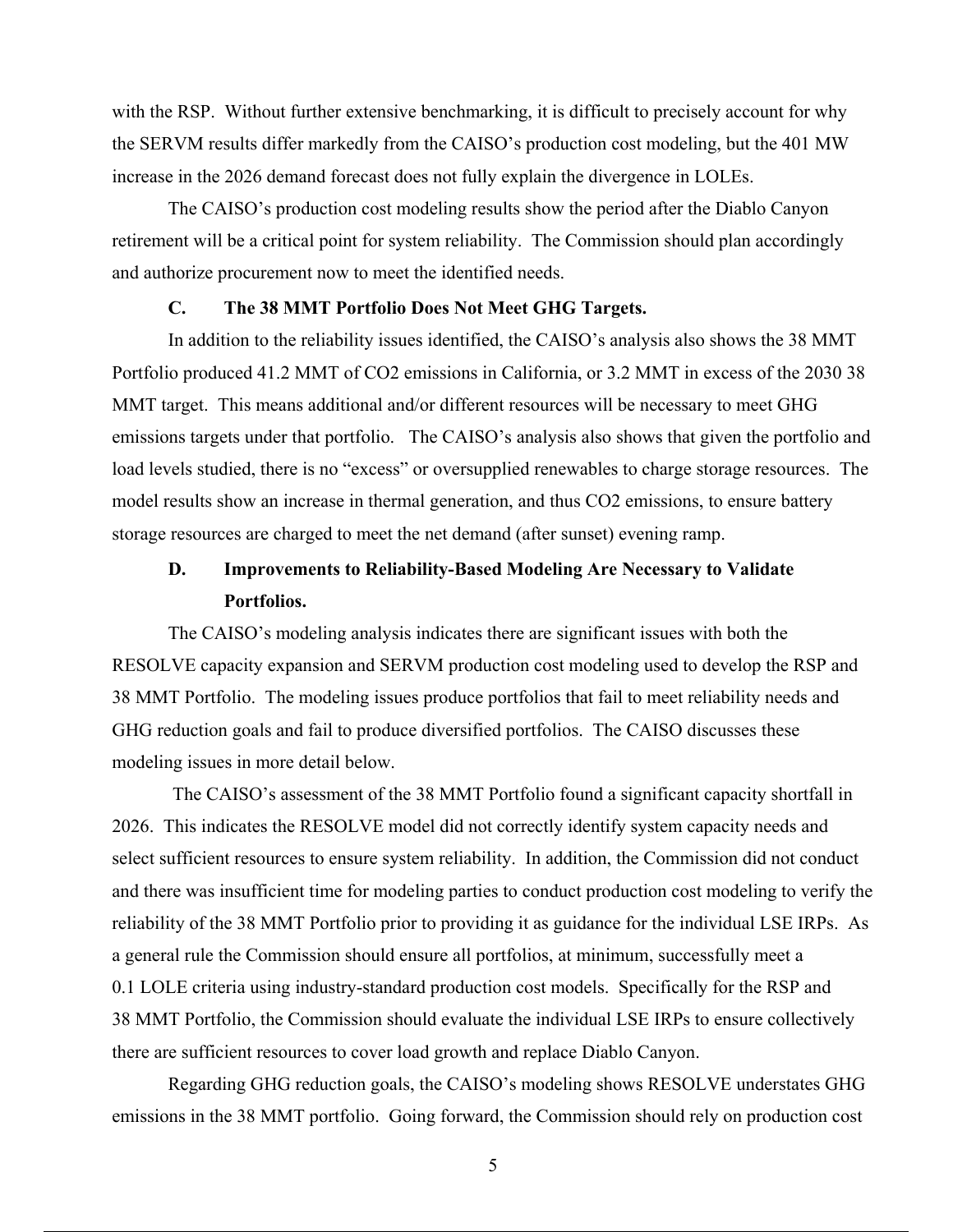with the RSP. Without further extensive benchmarking, it is difficult to precisely account for why the SERVM results differ markedly from the CAISO's production cost modeling, but the 401 MW increase in the 2026 demand forecast does not fully explain the divergence in LOLEs.

The CAISO's production cost modeling results show the period after the Diablo Canyon retirement will be a critical point for system reliability. The Commission should plan accordingly and authorize procurement now to meet the identified needs.

### C. The 38 MMT Portfolio Does Not Meet GHG Targets.

In addition to the reliability issues identified, the CAISO's analysis also shows the 38 MMT Portfolio produced 41.2 MMT of $CO_2$ emissions in California, or 3.2 MMT in excess of the 2030 38 MMT target. This means additional and/or different resources will be necessary to meet GHG emissions targets under that portfolio. The CAISO's analysis also shows that given the portfolio and load levels studied, there is no "excess" or oversupplied renewables to charge storage resources. The model results show an increase in thermal generation, and thus $CO_2$ emissions, to ensure battery storage resources are charged to meet the net demand (after sunset) evening ramp.

### D. Improvements to Reliability-Based Modeling Are Necessary to Validate Portfolios.

The CAISO's modeling analysis indicates there are significant issues with both the RESOLVE capacity expansion and SERVM production cost modeling used to develop the RSP and 38 MMT Portfolio. The modeling issues produce portfolios that fail to meet reliability needs and GHG reduction goals and fail to produce diversified portfolios. The CAISO discusses these modeling issues in more detail below.

The CAISO's assessment of the 38 MMT Portfolio found a significant capacity shortfall in 2026. This indicates the RESOLVE model did not correctly identify system capacity needs and select sufficient resources to ensure system reliability. In addition, the Commission did not conduct and there was insufficient time for modeling parties to conduct production cost modeling to verify the reliability of the 38 MMT Portfolio prior to providing it as guidance for the individual LSE IRPs. As a general rule the Commission should ensure all portfolios, at minimum, successfully meet a 0.1 LOLE criteria using industry-standard production cost models. Specifically for the RSP and 38 MMT Portfolio, the Commission should evaluate the individual LSE IRPs to ensure collectively there are sufficient resources to cover load growth and replace Diablo Canyon.

Regarding GHG reduction goals, the CAISO's modeling shows RESOLVE understates GHG emissions in the 38 MMT portfolio. Going forward, the Commission should rely on production cost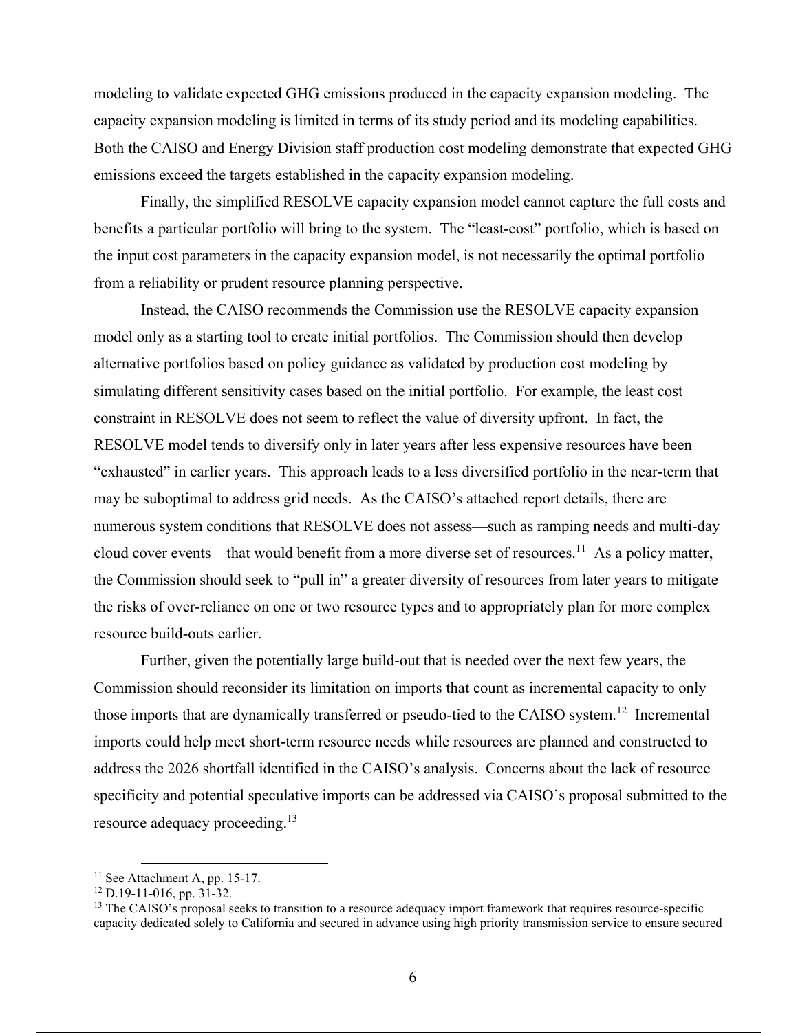modeling to validate expected GHG emissions produced in the capacity expansion modeling. The capacity expansion modeling is limited in terms of its study period and its modeling capabilities. Both the CAISO and Energy Division staff production cost modeling demonstrate that expected GHG emissions exceed the targets established in the capacity expansion modeling.

Finally, the simplified RESOLVE capacity expansion model cannot capture the full costs and benefits a particular portfolio will bring to the system. The "least-cost" portfolio, which is based on the input cost parameters in the capacity expansion model, is not necessarily the optimal portfolio from a reliability or prudent resource planning perspective.

Instead, the CAISO recommends the Commission use the RESOLVE capacity expansion model only as a starting tool to create initial portfolios. The Commission should then develop alternative portfolios based on policy guidance as validated by production cost modeling by simulating different sensitivity cases based on the initial portfolio. For example, the least cost constraint in RESOLVE does not seem to reflect the value of diversity upfront. In fact, the RESOLVE model tends to diversify only in later years after less expensive resources have been "exhausted" in earlier years. This approach leads to a less diversified portfolio in the near-term that may be suboptimal to address grid needs. As the CAISO's attached report details, there are numerous system conditions that RESOLVE does not assess—such as ramping needs and multi-day cloud cover events—that would benefit from a more diverse set of resources.[11] As a policy matter, the Commission should seek to "pull in" a greater diversity of resources from later years to mitigate the risks of over-reliance on one or two resource types and to appropriately plan for more complex resource build-outs earlier.

Further, given the potentially large build-out that is needed over the next few years, the Commission should reconsider its limitation on imports that count as incremental capacity to only those imports that are dynamically transferred or pseudo-tied to the CAISO system.[12] Incremental imports could help meet short-term resource needs while resources are planned and constructed to address the 2026 shortfall identified in the CAISO's analysis. Concerns about the lack of resource specificity and potential speculative imports can be addressed via CAISO's proposal submitted to the resource adequacy proceeding.[13]

---

[11] See Attachment A, pp. 15-17.

[12] D.19-11-016, pp. 31-32.

[13] The CAISO's proposal seeks to transition to a resource adequacy import framework that requires resource-specific capacity dedicated solely to California and secured in advance using high priority transmission service to ensure secured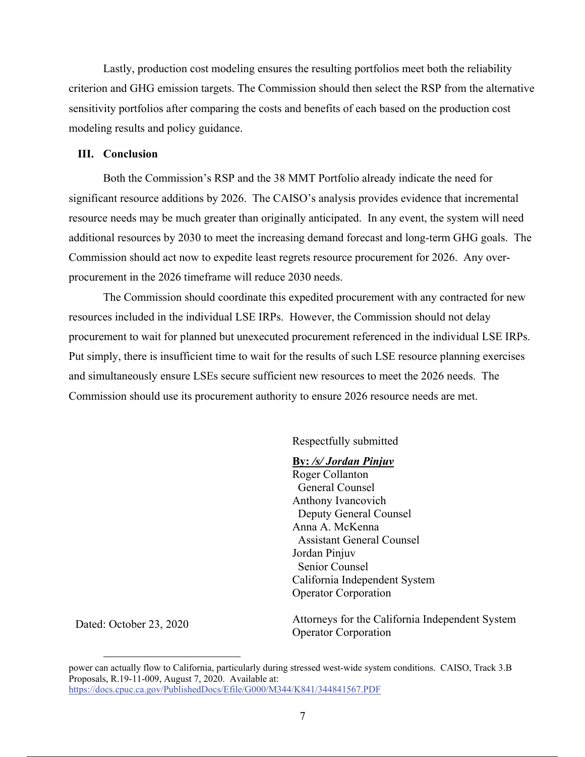Lastly, production cost modeling ensures the resulting portfolios meet both the reliability criterion and GHG emission targets. The Commission should then select the RSP from the alternative sensitivity portfolios after comparing the costs and benefits of each based on the production cost modeling results and policy guidance.

## III. Conclusion

Both the Commission's RSP and the 38 MMT Portfolio already indicate the need for significant resource additions by 2026. The CAISO's analysis provides evidence that incremental resource needs may be much greater than originally anticipated. In any event, the system will need additional resources by 2030 to meet the increasing demand forecast and long-term GHG goals. The Commission should act now to expedite least regrets resource procurement for 2026. Any over-procurement in the 2026 timeframe will reduce 2030 needs.

The Commission should coordinate this expedited procurement with any contracted for new resources included in the individual LSE IRPs. However, the Commission should not delay procurement to wait for planned but unexecuted procurement referenced in the individual LSE IRPs. Put simply, there is insufficient time to wait for the results of such LSE resource planning exercises and simultaneously ensure LSEs secure sufficient new resources to meet the 2026 needs. The Commission should use its procurement authority to ensure 2026 resource needs are met.

Respectfully submitted

**By: *<u>/s/ Jordan Pinjuv</u>***
Roger Collanton
General Counsel
Anthony Ivancovich
Deputy General Counsel
Anna A. McKenna
Assistant General Counsel
Jordan Pinjuv
Senior Counsel
California Independent System
Operator Corporation

Dated: October 23, 2020

Attorneys for the California Independent System
Operator Corporation

---

power can actually flow to California, particularly during stressed west-wide system conditions. CAISO, Track 3.B Proposals, R.19-11-009, August 7, 2020. Available at: https://docs.cpuc.ca.gov/PublishedDocs/Efile/G000/M344/K841/344841567.PDF